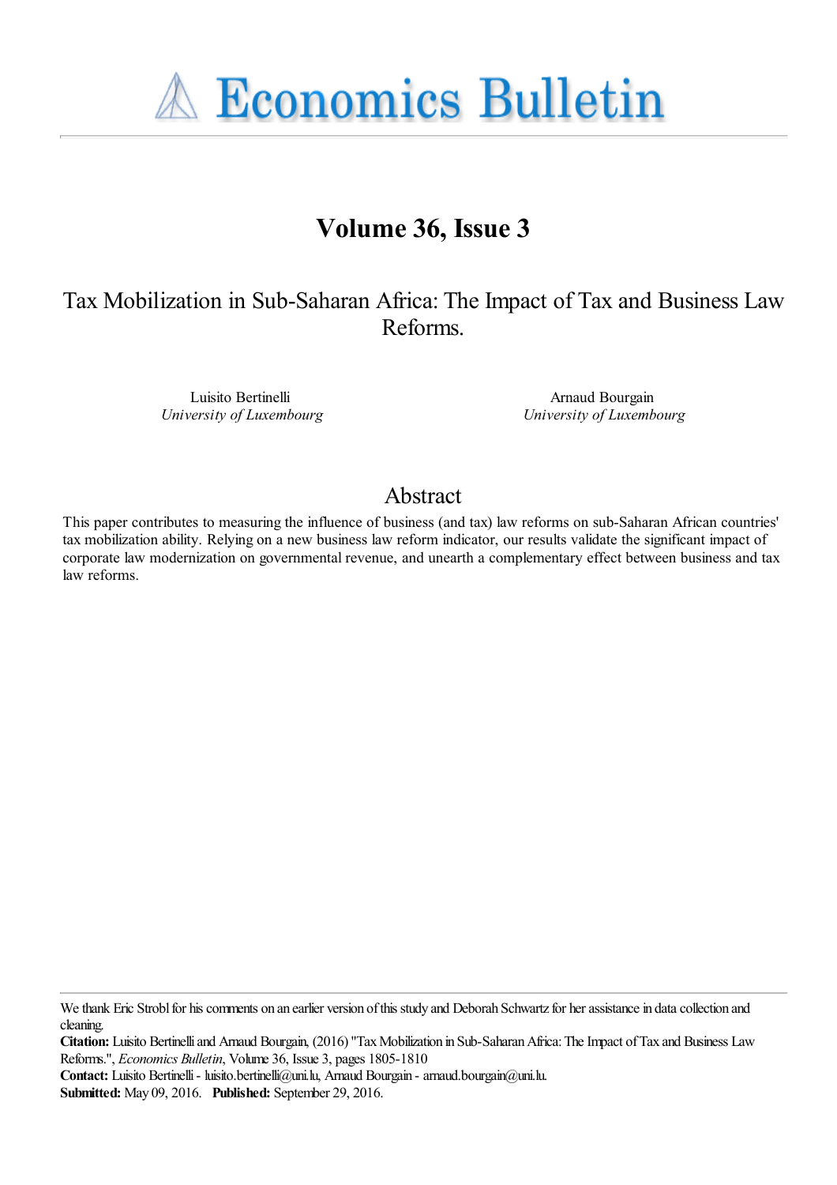# Economics Bulletin

## Volume 36, Issue 3

# Tax Mobilization in Sub-Saharan Africa: The Impact of Tax and Business Law Reforms.

Luisito Bertinelli
*University of Luxembourg*

Arnaud Bourgain
*University of Luxembourg*

## Abstract

This paper contributes to measuring the influence of business (and tax) law reforms on sub-Saharan African countries' tax mobilization ability. Relying on a new business law reform indicator, our results validate the significant impact of corporate law modernization on governmental revenue, and unearth a complementary effect between business and tax law reforms.

---

We thank Eric Strobl for his comments on an earlier version of this study and Deborah Schwartz for her assistance in data collection and cleaning.

**Citation:** Luisito Bertinelli and Arnaud Bourgain, (2016) "Tax Mobilization in Sub-Saharan Africa: The Impact of Tax and Business Law Reforms.", *Economics Bulletin*, Volume 36, Issue 3, pages 1805-1810

**Contact:** Luisito Bertinelli - luisito.bertinelli@uni.lu, Arnaud Bourgain - arnaud.bourgain@uni.lu.

**Submitted:** May 09, 2016. **Published:** September 29, 2016.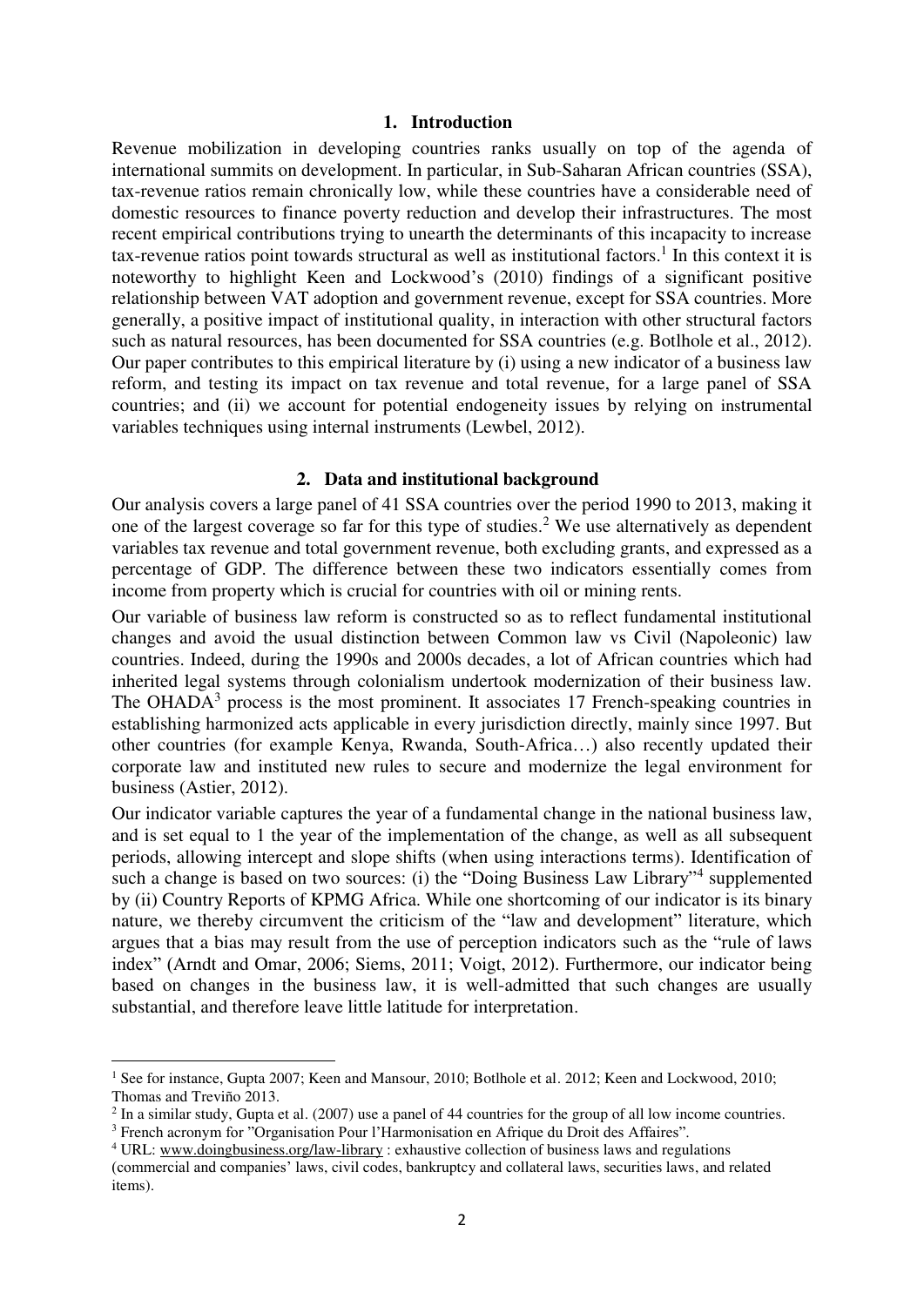## 1. Introduction

Revenue mobilization in developing countries ranks usually on top of the agenda of international summits on development. In particular, in Sub-Saharan African countries (SSA), tax-revenue ratios remain chronically low, while these countries have a considerable need of domestic resources to finance poverty reduction and develop their infrastructures. The most recent empirical contributions trying to unearth the determinants of this incapacity to increase tax-revenue ratios point towards structural as well as institutional factors.[1] In this context it is noteworthy to highlight Keen and Lockwood's (2010) findings of a significant positive relationship between VAT adoption and government revenue, except for SSA countries. More generally, a positive impact of institutional quality, in interaction with other structural factors such as natural resources, has been documented for SSA countries (e.g. Botlhole et al., 2012). Our paper contributes to this empirical literature by (i) using a new indicator of a business law reform, and testing its impact on tax revenue and total revenue, for a large panel of SSA countries; and (ii) we account for potential endogeneity issues by relying on instrumental variables techniques using internal instruments (Lewbel, 2012).

## 2. Data and institutional background

Our analysis covers a large panel of 41 SSA countries over the period 1990 to 2013, making it one of the largest coverage so far for this type of studies.[2] We use alternatively as dependent variables tax revenue and total government revenue, both excluding grants, and expressed as a percentage of GDP. The difference between these two indicators essentially comes from income from property which is crucial for countries with oil or mining rents.

Our variable of business law reform is constructed so as to reflect fundamental institutional changes and avoid the usual distinction between Common law vs Civil (Napoleonic) law countries. Indeed, during the 1990s and 2000s decades, a lot of African countries which had inherited legal systems through colonialism undertook modernization of their business law. The OHADA[3] process is the most prominent. It associates 17 French-speaking countries in establishing harmonized acts applicable in every jurisdiction directly, mainly since 1997. But other countries (for example Kenya, Rwanda, South-Africa…) also recently updated their corporate law and instituted new rules to secure and modernize the legal environment for business (Astier, 2012).

Our indicator variable captures the year of a fundamental change in the national business law, and is set equal to 1 the year of the implementation of the change, as well as all subsequent periods, allowing intercept and slope shifts (when using interactions terms). Identification of such a change is based on two sources: (i) the "Doing Business Law Library"[4] supplemented by (ii) Country Reports of KPMG Africa. While one shortcoming of our indicator is its binary nature, we thereby circumvent the criticism of the "law and development" literature, which argues that a bias may result from the use of perception indicators such as the "rule of laws index" (Arndt and Omar, 2006; Siems, 2011; Voigt, 2012). Furthermore, our indicator being based on changes in the business law, it is well-admitted that such changes are usually substantial, and therefore leave little latitude for interpretation.

---

[1] See for instance, Gupta 2007; Keen and Mansour, 2010; Botlhole et al. 2012; Keen and Lockwood, 2010; Thomas and Treviño 2013.

[2] In a similar study, Gupta et al. (2007) use a panel of 44 countries for the group of all low income countries.

[3] French acronym for "Organisation Pour l'Harmonisation en Afrique du Droit des Affaires".

[4] URL: www.doingbusiness.org/law-library : exhaustive collection of business laws and regulations (commercial and companies' laws, civil codes, bankruptcy and collateral laws, securities laws, and related items).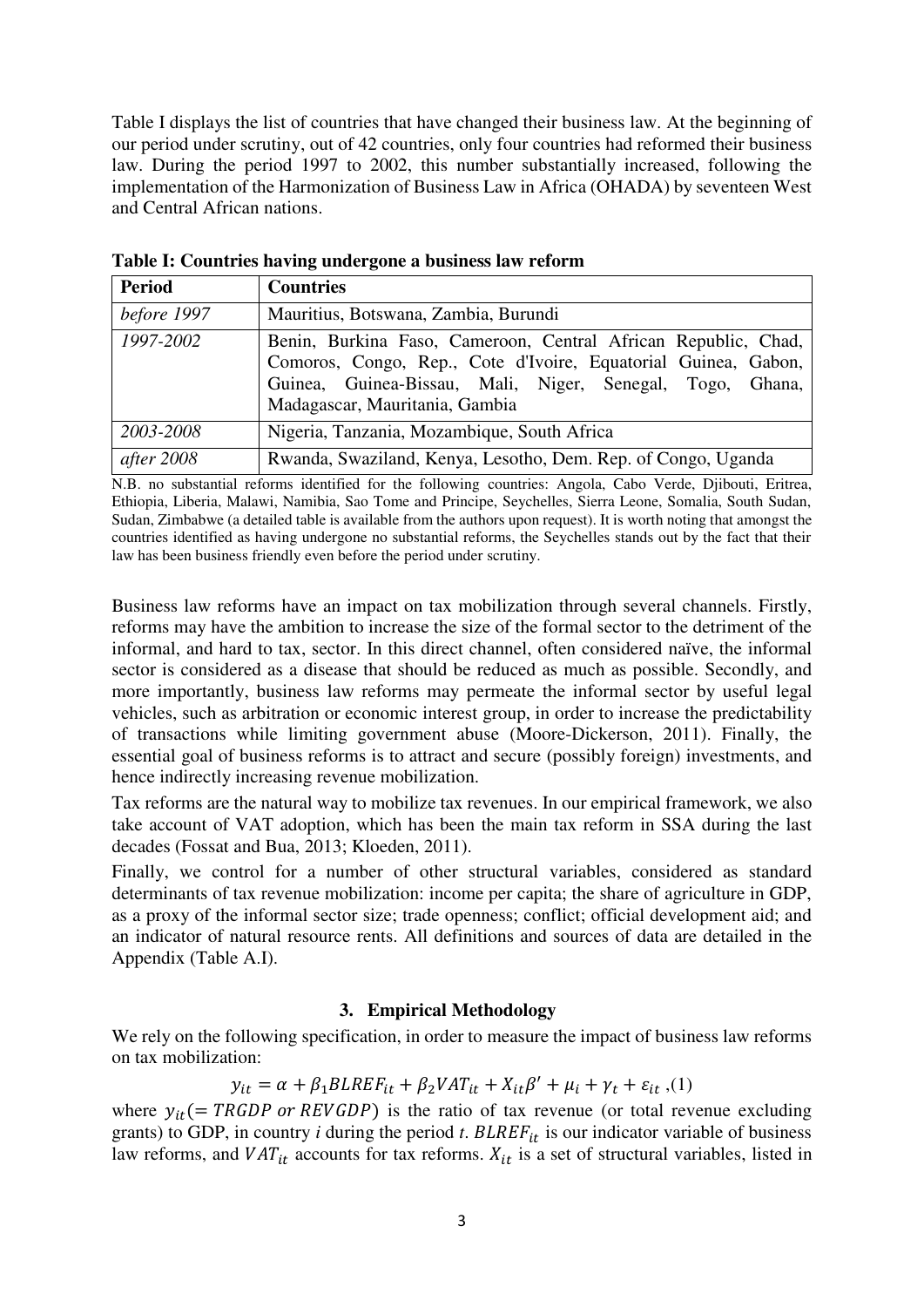Table I displays the list of countries that have changed their business law. At the beginning of our period under scrutiny, out of 42 countries, only four countries had reformed their business law. During the period 1997 to 2002, this number substantially increased, following the implementation of the Harmonization of Business Law in Africa (OHADA) by seventeen West and Central African nations.

**Table I: Countries having undergone a business law reform**

| Period | Countries |
|---|---|
| *before 1997* | Mauritius, Botswana, Zambia, Burundi |
| *1997-2002* | Benin, Burkina Faso, Cameroon, Central African Republic, Chad, Comoros, Congo, Rep., Cote d'Ivoire, Equatorial Guinea, Gabon, Guinea, Guinea-Bissau, Mali, Niger, Senegal, Togo, Ghana, Madagascar, Mauritania, Gambia |
| *2003-2008* | Nigeria, Tanzania, Mozambique, South Africa |
| *after 2008* | Rwanda, Swaziland, Kenya, Lesotho, Dem. Rep. of Congo, Uganda |

N.B. no substantial reforms identified for the following countries: Angola, Cabo Verde, Djibouti, Eritrea, Ethiopia, Liberia, Malawi, Namibia, Sao Tome and Principe, Seychelles, Sierra Leone, Somalia, South Sudan, Sudan, Zimbabwe (a detailed table is available from the authors upon request). It is worth noting that amongst the countries identified as having undergone no substantial reforms, the Seychelles stands out by the fact that their law has been business friendly even before the period under scrutiny.

Business law reforms have an impact on tax mobilization through several channels. Firstly, reforms may have the ambition to increase the size of the formal sector to the detriment of the informal, and hard to tax, sector. In this direct channel, often considered naïve, the informal sector is considered as a disease that should be reduced as much as possible. Secondly, and more importantly, business law reforms may permeate the informal sector by useful legal vehicles, such as arbitration or economic interest group, in order to increase the predictability of transactions while limiting government abuse (Moore-Dickerson, 2011). Finally, the essential goal of business reforms is to attract and secure (possibly foreign) investments, and hence indirectly increasing revenue mobilization.

Tax reforms are the natural way to mobilize tax revenues. In our empirical framework, we also take account of VAT adoption, which has been the main tax reform in SSA during the last decades (Fossat and Bua, 2013; Kloeden, 2011).

Finally, we control for a number of other structural variables, considered as standard determinants of tax revenue mobilization: income per capita; the share of agriculture in GDP, as a proxy of the informal sector size; trade openness; conflict; official development aid; and an indicator of natural resource rents. All definitions and sources of data are detailed in the Appendix (Table A.I).

## 3. Empirical Methodology

We rely on the following specification, in order to measure the impact of business law reforms on tax mobilization:

$$y_{it} = \alpha + \beta_1 BLREF_{it} + \beta_2 VAT_{it} + X_{it}\beta' + \mu_i + \gamma_t + \varepsilon_{it} \text{ ,(1)}$$

where $y_{it}(= TRGDP \text{ or } REVGDP)$ is the ratio of tax revenue (or total revenue excluding grants) to GDP, in country *i* during the period *t*. $BLREF_{it}$ is our indicator variable of business law reforms, and $VAT_{it}$ accounts for tax reforms. $X_{it}$ is a set of structural variables, listed in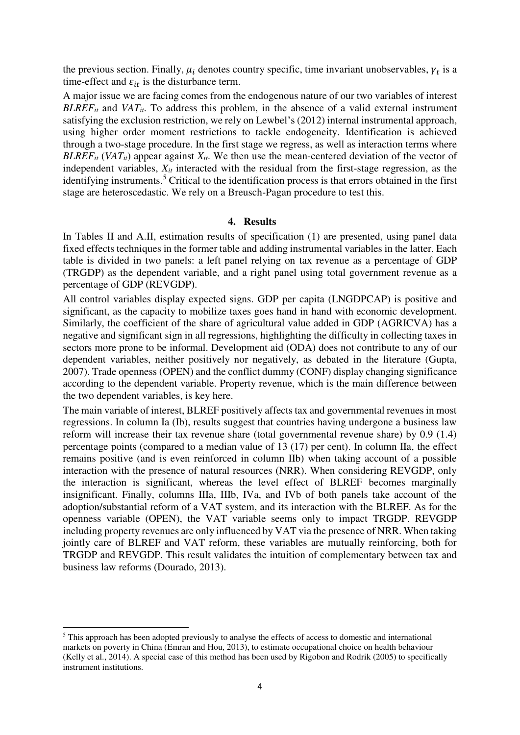the previous section. Finally, $\mu_i$ denotes country specific, time invariant unobservables, $\gamma_t$ is a time-effect and $\varepsilon_{it}$ is the disturbance term.

A major issue we are facing comes from the endogenous nature of our two variables of interest $BLREF_{it}$ and $VAT_{it}$. To address this problem, in the absence of a valid external instrument satisfying the exclusion restriction, we rely on Lewbel's (2012) internal instrumental approach, using higher order moment restrictions to tackle endogeneity. Identification is achieved through a two-stage procedure. In the first stage we regress, as well as interaction terms where $BLREF_{it}$ ($VAT_{it}$) appear against $X_{it}$. We then use the mean-centered deviation of the vector of independent variables, $X_{it}$ interacted with the residual from the first-stage regression, as the identifying instruments.[5] Critical to the identification process is that errors obtained in the first stage are heteroscedastic. We rely on a Breusch-Pagan procedure to test this.

## 4. Results

In Tables II and A.II, estimation results of specification (1) are presented, using panel data fixed effects techniques in the former table and adding instrumental variables in the latter. Each table is divided in two panels: a left panel relying on tax revenue as a percentage of GDP (TRGDP) as the dependent variable, and a right panel using total government revenue as a percentage of GDP (REVGDP).

All control variables display expected signs. GDP per capita (LNGDPCAP) is positive and significant, as the capacity to mobilize taxes goes hand in hand with economic development. Similarly, the coefficient of the share of agricultural value added in GDP (AGRICVA) has a negative and significant sign in all regressions, highlighting the difficulty in collecting taxes in sectors more prone to be informal. Development aid (ODA) does not contribute to any of our dependent variables, neither positively nor negatively, as debated in the literature (Gupta, 2007). Trade openness (OPEN) and the conflict dummy (CONF) display changing significance according to the dependent variable. Property revenue, which is the main difference between the two dependent variables, is key here.

The main variable of interest, BLREF positively affects tax and governmental revenues in most regressions. In column Ia (Ib), results suggest that countries having undergone a business law reform will increase their tax revenue share (total governmental revenue share) by 0.9 (1.4) percentage points (compared to a median value of 13 (17) per cent). In column IIa, the effect remains positive (and is even reinforced in column IIb) when taking account of a possible interaction with the presence of natural resources (NRR). When considering REVGDP, only the interaction is significant, whereas the level effect of BLREF becomes marginally insignificant. Finally, columns IIIa, IIIb, IVa, and IVb of both panels take account of the adoption/substantial reform of a VAT system, and its interaction with the BLREF. As for the openness variable (OPEN), the VAT variable seems only to impact TRGDP. REVGDP including property revenues are only influenced by VAT via the presence of NRR. When taking jointly care of BLREF and VAT reform, these variables are mutually reinforcing, both for TRGDP and REVGDP. This result validates the intuition of complementary between tax and business law reforms (Dourado, 2013).

---

[5] This approach has been adopted previously to analyse the effects of access to domestic and international markets on poverty in China (Emran and Hou, 2013), to estimate occupational choice on health behaviour (Kelly et al., 2014). A special case of this method has been used by Rigobon and Rodrik (2005) to specifically instrument institutions.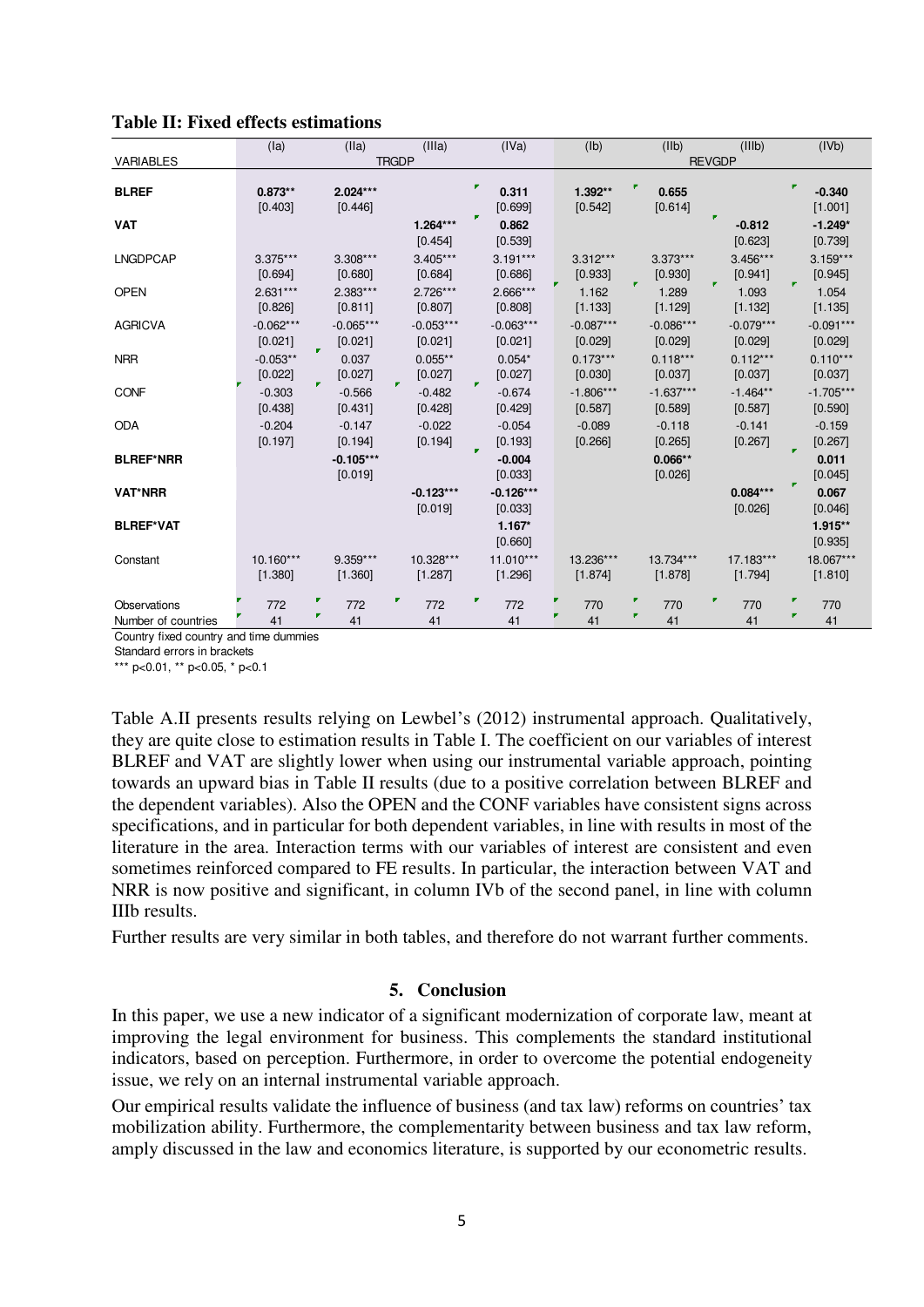**Table II: Fixed effects estimations**

| VARIABLES | (Ia) | (IIa) | (IIIa) | (IVa) | (Ib) | (IIb) | (IIIb) | (IVb) |
|---|---|---|---|---|---|---|---|---|
| | TRGDP | | | | REVGDP | | | |
| **BLREF** | **0.873**** | **2.024***** | | 0.311 | **1.392**** | 0.655 | | -0.340 |
| | [0.403] | [0.446] | | [0.699] | [0.542] | [0.614] | | [1.001] |
| **VAT** | | | **1.264***** | 0.862 | | | **-0.812** | **-1.249*** |
| | | | [0.454] | [0.539] | | | [0.623] | [0.739] |
| LNGDPCAP | 3.375*** | 3.308*** | 3.405*** | 3.191*** | 3.312*** | 3.373*** | 3.456*** | 3.159*** |
| | [0.694] | [0.680] | [0.684] | [0.686] | [0.933] | [0.930] | [0.941] | [0.945] |
| OPEN | 2.631*** | 2.383*** | 2.726*** | 2.666*** | 1.162 | 1.289 | 1.093 | 1.054 |
| | [0.826] | [0.811] | [0.807] | [0.808] | [1.133] | [1.129] | [1.132] | [1.135] |
| AGRICVA | -0.062*** | -0.065*** | -0.053*** | -0.063*** | -0.087*** | -0.086*** | -0.079*** | -0.091*** |
| | [0.021] | [0.021] | [0.021] | [0.021] | [0.029] | [0.029] | [0.029] | [0.029] |
| NRR | -0.053** | 0.037 | 0.055** | 0.054* | 0.173*** | 0.118*** | 0.112*** | 0.110*** |
| | [0.022] | [0.027] | [0.027] | [0.027] | [0.030] | [0.037] | [0.037] | [0.037] |
| CONF | -0.303 | -0.566 | -0.482 | -0.674 | -1.806*** | -1.637*** | -1.464** | -1.705*** |
| | [0.438] | [0.431] | [0.428] | [0.429] | [0.587] | [0.589] | [0.587] | [0.590] |
| ODA | -0.204 | -0.147 | -0.022 | -0.054 | -0.089 | -0.118 | -0.141 | -0.159 |
| | [0.197] | [0.194] | [0.194] | [0.193] | [0.266] | [0.265] | [0.267] | [0.267] |
| **BLREF*NRR** | | **-0.105***** | | -0.004 | | **0.066**** | | 0.011 |
| | | [0.019] | | [0.033] | | [0.026] | | [0.045] |
| **VAT*NRR** | | | **-0.123***** | **-0.126***** | | | **0.084***** | 0.067 |
| | | | [0.019] | [0.033] | | | [0.026] | [0.046] |
| **BLREF*VAT** | | | | **1.167*** | | | | **1.915**** |
| | | | | [0.660] | | | | [0.935] |
| Constant | 10.160*** | 9.359*** | 10.328*** | 11.010*** | 13.236*** | 13.734*** | 17.183*** | 18.067*** |
| | [1.380] | [1.360] | [1.287] | [1.296] | [1.874] | [1.878] | [1.794] | [1.810] |
| Observations | 772 | 772 | 772 | 772 | 770 | 770 | 770 | 770 |
| Number of countries | 41 | 41 | 41 | 41 | 41 | 41 | 41 | 41 |

Country fixed country and time dummies
Standard errors in brackets
*** p<0.01, ** p<0.05, * p<0.1

Table A.II presents results relying on Lewbel's (2012) instrumental approach. Qualitatively, they are quite close to estimation results in Table I. The coefficient on our variables of interest BLREF and VAT are slightly lower when using our instrumental variable approach, pointing towards an upward bias in Table II results (due to a positive correlation between BLREF and the dependent variables). Also the OPEN and the CONF variables have consistent signs across specifications, and in particular for both dependent variables, in line with results in most of the literature in the area. Interaction terms with our variables of interest are consistent and even sometimes reinforced compared to FE results. In particular, the interaction between VAT and NRR is now positive and significant, in column IVb of the second panel, in line with column IIIb results.

Further results are very similar in both tables, and therefore do not warrant further comments.

## 5. Conclusion

In this paper, we use a new indicator of a significant modernization of corporate law, meant at improving the legal environment for business. This complements the standard institutional indicators, based on perception. Furthermore, in order to overcome the potential endogeneity issue, we rely on an internal instrumental variable approach.

Our empirical results validate the influence of business (and tax law) reforms on countries' tax mobilization ability. Furthermore, the complementarity between business and tax law reform, amply discussed in the law and economics literature, is supported by our econometric results.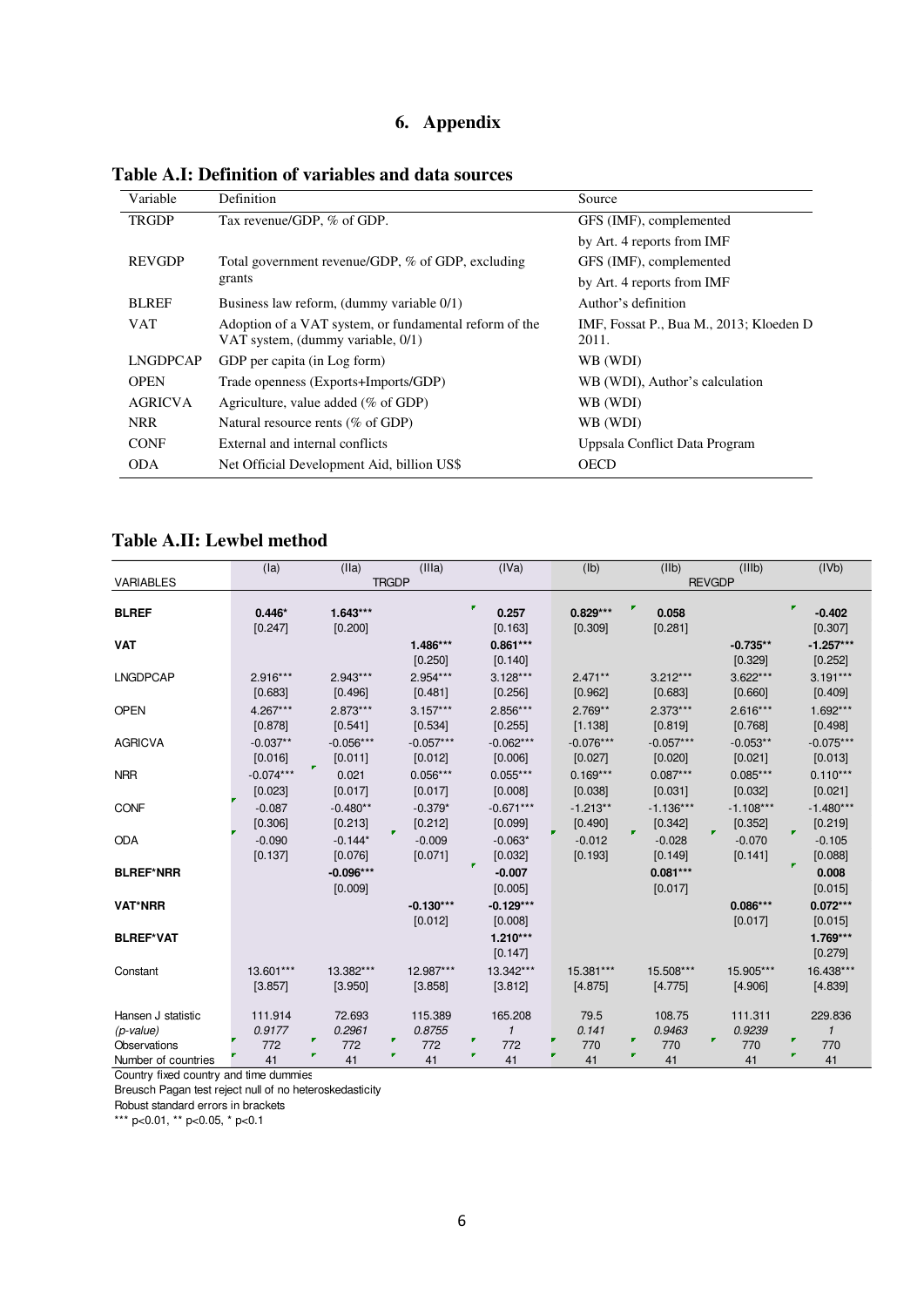# 6. Appendix

**Table A.I: Definition of variables and data sources**

| Variable | Definition | Source |
|---|---|---|
| TRGDP | Tax revenue/GDP, % of GDP. | GFS (IMF), complemented by Art. 4 reports from IMF |
| REVGDP | Total government revenue/GDP, % of GDP, excluding grants | GFS (IMF), complemented by Art. 4 reports from IMF |
| BLREF | Business law reform, (dummy variable 0/1) | Author's definition |
| VAT | Adoption of a VAT system, or fundamental reform of the VAT system, (dummy variable, 0/1) | IMF, Fossat P., Bua M., 2013; Kloeden D 2011. |
| LNGDPCAP | GDP per capita (in Log form) | WB (WDI) |
| OPEN | Trade openness (Exports+Imports/GDP) | WB (WDI), Author's calculation |
| AGRICVA | Agriculture, value added (% of GDP) | WB (WDI) |
| NRR | Natural resource rents (% of GDP) | WB (WDI) |
| CONF | External and internal conflicts | Uppsala Conflict Data Program |
| ODA | Net Official Development Aid, billion US$ | OECD |

**Table A.II: Lewbel method**

| | (Ia) | (IIa) | (IIIa) | (IVa) | (Ib) | (IIb) | (IIIb) | (IVb) |
|---|---|---|---|---|---|---|---|---|
| VARIABLES | TRGDP | | | | REVGDP | | | |
| **BLREF** | **0.446*** | **1.643***** | | **0.257** | **0.829***** | **0.058** | | **-0.402** |
| | [0.247] | [0.200] | | [0.163] | [0.309] | [0.281] | | [0.307] |
| **VAT** | | | **1.486***** | **0.861***** | | | **-0.735**** | **-1.257***** |
| | | | [0.250] | [0.140] | | | [0.329] | [0.252] |
| LNGDPCAP | 2.916*** | 2.943*** | 2.954*** | 3.128*** | 2.471** | 3.212*** | 3.622*** | 3.191*** |
| | [0.683] | [0.496] | [0.481] | [0.256] | [0.962] | [0.683] | [0.660] | [0.409] |
| OPEN | 4.267*** | 2.873*** | 3.157*** | 2.856*** | 2.769** | 2.373*** | 2.616*** | 1.692*** |
| | [0.878] | [0.541] | [0.534] | [0.255] | [1.138] | [0.819] | [0.768] | [0.498] |
| AGRICVA | -0.037** | -0.056*** | -0.057*** | -0.062*** | -0.076*** | -0.057*** | -0.053** | -0.075*** |
| | [0.016] | [0.011] | [0.012] | [0.006] | [0.027] | [0.020] | [0.021] | [0.013] |
| NRR | -0.074*** | 0.021 | 0.056*** | 0.055*** | 0.169*** | 0.087*** | 0.085*** | 0.110*** |
| | [0.023] | [0.017] | [0.017] | [0.008] | [0.038] | [0.031] | [0.032] | [0.021] |
| CONF | -0.087 | -0.480** | -0.379* | -0.671*** | -1.213** | -1.136*** | -1.108*** | -1.480*** |
| | [0.306] | [0.213] | [0.212] | [0.099] | [0.490] | [0.342] | [0.352] | [0.219] |
| ODA | -0.090 | -0.144* | -0.009 | -0.063* | -0.012 | -0.028 | -0.070 | -0.105 |
| | [0.137] | [0.076] | [0.071] | [0.032] | [0.193] | [0.149] | [0.141] | [0.088] |
| **BLREF*NRR** | | **-0.096***** | | **-0.007** | | **0.081***** | | **0.008** |
| | | [0.009] | | [0.005] | | [0.017] | | [0.015] |
| **VAT*NRR** | | | **-0.130***** | **-0.129***** | | | **0.086***** | **0.072***** |
| | | | [0.012] | [0.008] | | | [0.017] | [0.015] |
| **BLREF*VAT** | | | | **1.210***** | | | | **1.769***** |
| | | | | [0.147] | | | | [0.279] |
| Constant | 13.601*** | 13.382*** | 12.987*** | 13.342*** | 15.381*** | 15.508*** | 15.905*** | 16.438*** |
| | [3.857] | [3.950] | [3.858] | [3.812] | [4.875] | [4.775] | [4.906] | [4.839] |
| Hansen J statistic | 111.914 | 72.693 | 115.389 | 165.208 | 79.5 | 108.75 | 111.311 | 229.836 |
| *(p-value)* | *0.9177* | *0.2961* | *0.8755* | *1* | *0.141* | *0.9463* | *0.9239* | *1* |
| Observations | 772 | 772 | 772 | 772 | 770 | 770 | 770 | 770 |
| Number of countries | 41 | 41 | 41 | 41 | 41 | 41 | 41 | 41 |

Country fixed country and time dummies
Breusch Pagan test reject null of no heteroskedasticity
Robust standard errors in brackets
*** p<0.01, ** p<0.05, * p<0.1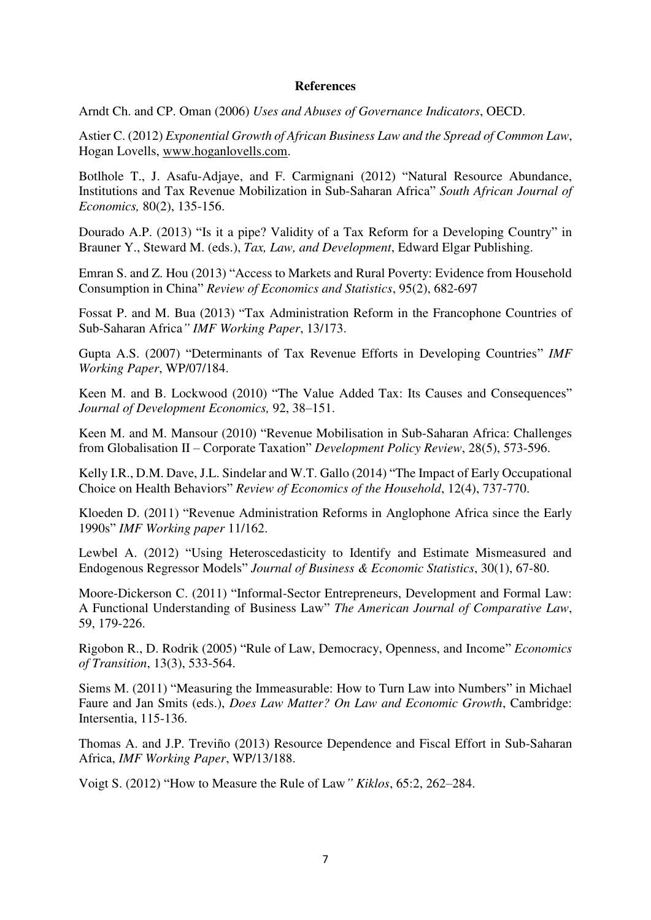# References

Arndt Ch. and CP. Oman (2006) *Uses and Abuses of Governance Indicators*, OECD.

Astier C. (2012) *Exponential Growth of African Business Law and the Spread of Common Law*, Hogan Lovells, www.hoganlovells.com.

Botlhole T., J. Asafu-Adjaye, and F. Carmignani (2012) "Natural Resource Abundance, Institutions and Tax Revenue Mobilization in Sub-Saharan Africa" *South African Journal of Economics,* 80(2), 135-156.

Dourado A.P. (2013) "Is it a pipe? Validity of a Tax Reform for a Developing Country" in Brauner Y., Steward M. (eds.), *Tax, Law, and Development*, Edward Elgar Publishing.

Emran S. and Z. Hou (2013) "Access to Markets and Rural Poverty: Evidence from Household Consumption in China" *Review of Economics and Statistics*, 95(2), 682-697

Fossat P. and M. Bua (2013) "Tax Administration Reform in the Francophone Countries of Sub-Saharan Africa*" IMF Working Paper*, 13/173.

Gupta A.S. (2007) "Determinants of Tax Revenue Efforts in Developing Countries" *IMF Working Paper*, WP/07/184.

Keen M. and B. Lockwood (2010) "The Value Added Tax: Its Causes and Consequences" *Journal of Development Economics,* 92, 38–151.

Keen M. and M. Mansour (2010) "Revenue Mobilisation in Sub-Saharan Africa: Challenges from Globalisation II – Corporate Taxation" *Development Policy Review*, 28(5), 573-596.

Kelly I.R., D.M. Dave, J.L. Sindelar and W.T. Gallo (2014) "The Impact of Early Occupational Choice on Health Behaviors" *Review of Economics of the Household*, 12(4), 737-770.

Kloeden D. (2011) "Revenue Administration Reforms in Anglophone Africa since the Early 1990s" *IMF Working paper* 11/162.

Lewbel A. (2012) "Using Heteroscedasticity to Identify and Estimate Mismeasured and Endogenous Regressor Models" *Journal of Business & Economic Statistics*, 30(1), 67-80.

Moore-Dickerson C. (2011) "Informal-Sector Entrepreneurs, Development and Formal Law: A Functional Understanding of Business Law" *The American Journal of Comparative Law*, 59, 179-226.

Rigobon R., D. Rodrik (2005) "Rule of Law, Democracy, Openness, and Income" *Economics of Transition*, 13(3), 533-564.

Siems M. (2011) "Measuring the Immeasurable: How to Turn Law into Numbers" in Michael Faure and Jan Smits (eds.), *Does Law Matter? On Law and Economic Growth*, Cambridge: Intersentia, 115-136.

Thomas A. and J.P. Treviño (2013) Resource Dependence and Fiscal Effort in Sub-Saharan Africa, *IMF Working Paper*, WP/13/188.

Voigt S. (2012) "How to Measure the Rule of Law*" Kiklos*, 65:2, 262–284.